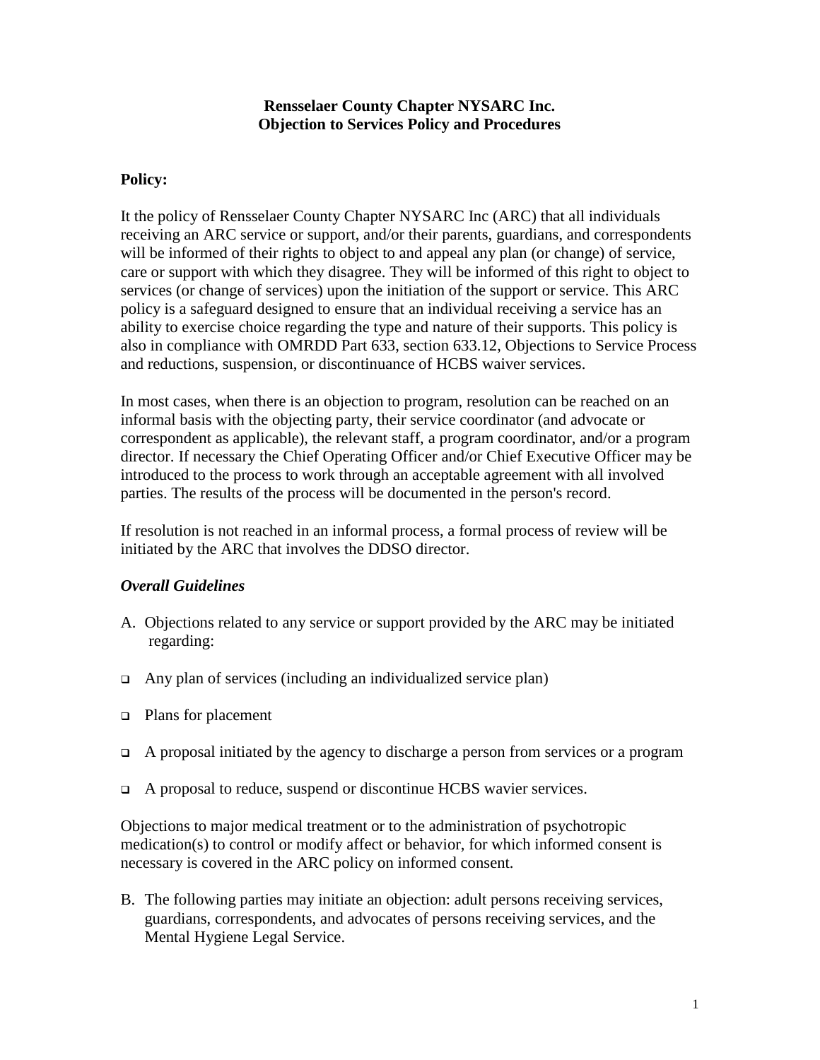**Rensselaer County Chapter NYSARC Inc.**
**Objection to Services Policy and Procedures**

**Policy:**

It the policy of Rensselaer County Chapter NYSARC Inc (ARC) that all individuals receiving an ARC service or support, and/or their parents, guardians, and correspondents will be informed of their rights to object to and appeal any plan (or change) of service, care or support with which they disagree. They will be informed of this right to object to services (or change of services) upon the initiation of the support or service. This ARC policy is a safeguard designed to ensure that an individual receiving a service has an ability to exercise choice regarding the type and nature of their supports. This policy is also in compliance with OMRDD Part 633, section 633.12, Objections to Service Process and reductions, suspension, or discontinuance of HCBS waiver services.

In most cases, when there is an objection to program, resolution can be reached on an informal basis with the objecting party, their service coordinator (and advocate or correspondent as applicable), the relevant staff, a program coordinator, and/or a program director. If necessary the Chief Operating Officer and/or Chief Executive Officer may be introduced to the process to work through an acceptable agreement with all involved parties. The results of the process will be documented in the person's record.

If resolution is not reached in an informal process, a formal process of review will be initiated by the ARC that involves the DDSO director.

***Overall Guidelines***

A. Objections related to any service or support provided by the ARC may be initiated regarding:

- Any plan of services (including an individualized service plan)
- Plans for placement
- A proposal initiated by the agency to discharge a person from services or a program
- A proposal to reduce, suspend or discontinue HCBS wavier services.

Objections to major medical treatment or to the administration of psychotropic medication(s) to control or modify affect or behavior, for which informed consent is necessary is covered in the ARC policy on informed consent.

B. The following parties may initiate an objection: adult persons receiving services, guardians, correspondents, and advocates of persons receiving services, and the Mental Hygiene Legal Service.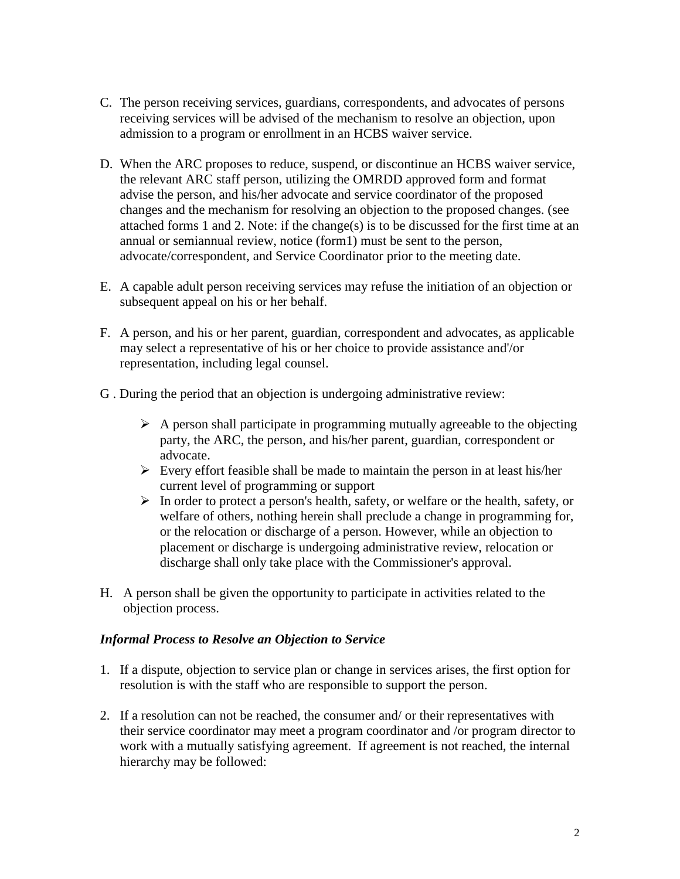C. The person receiving services, guardians, correspondents, and advocates of persons receiving services will be advised of the mechanism to resolve an objection, upon admission to a program or enrollment in an HCBS waiver service.

D. When the ARC proposes to reduce, suspend, or discontinue an HCBS waiver service, the relevant ARC staff person, utilizing the OMRDD approved form and format advise the person, and his/her advocate and service coordinator of the proposed changes and the mechanism for resolving an objection to the proposed changes. (see attached forms 1 and 2. Note: if the change(s) is to be discussed for the first time at an annual or semiannual review, notice (form1) must be sent to the person, advocate/correspondent, and Service Coordinator prior to the meeting date.

E. A capable adult person receiving services may refuse the initiation of an objection or subsequent appeal on his or her behalf.

F. A person, and his or her parent, guardian, correspondent and advocates, as applicable may select a representative of his or her choice to provide assistance and'/or representation, including legal counsel.

G . During the period that an objection is undergoing administrative review:

- A person shall participate in programming mutually agreeable to the objecting party, the ARC, the person, and his/her parent, guardian, correspondent or advocate.
- Every effort feasible shall be made to maintain the person in at least his/her current level of programming or support
- In order to protect a person's health, safety, or welfare or the health, safety, or welfare of others, nothing herein shall preclude a change in programming for, or the relocation or discharge of a person. However, while an objection to placement or discharge is undergoing administrative review, relocation or discharge shall only take place with the Commissioner's approval.

H. A person shall be given the opportunity to participate in activities related to the objection process.

***Informal Process to Resolve an Objection to Service***

1. If a dispute, objection to service plan or change in services arises, the first option for resolution is with the staff who are responsible to support the person.

2. If a resolution can not be reached, the consumer and/ or their representatives with their service coordinator may meet a program coordinator and /or program director to work with a mutually satisfying agreement. If agreement is not reached, the internal hierarchy may be followed: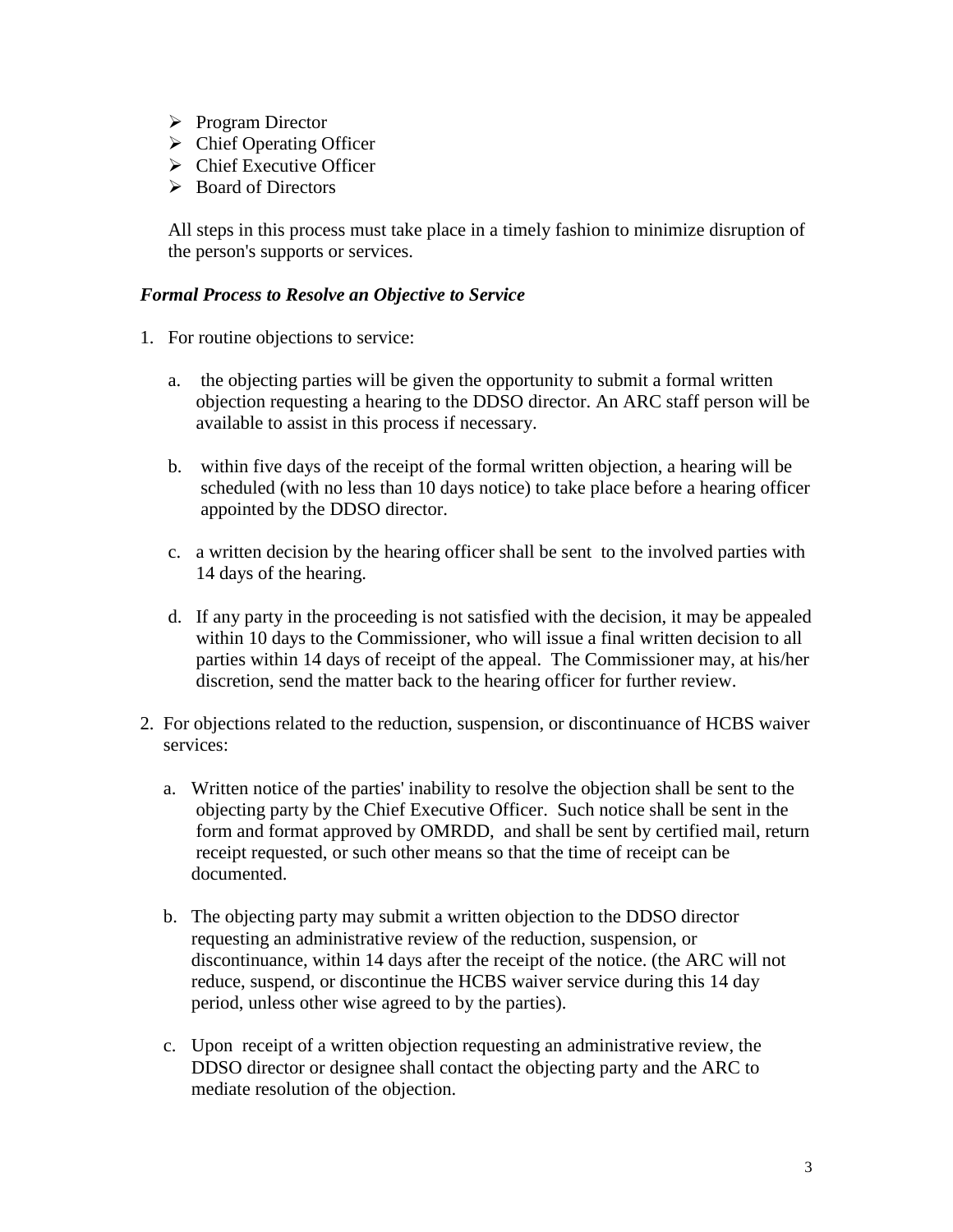- Program Director
- Chief Operating Officer
- Chief Executive Officer
- Board of Directors

All steps in this process must take place in a timely fashion to minimize disruption of the person's supports or services.

***Formal Process to Resolve an Objective to Service***

1. For routine objections to service:

   a. the objecting parties will be given the opportunity to submit a formal written objection requesting a hearing to the DDSO director. An ARC staff person will be available to assist in this process if necessary.

   b. within five days of the receipt of the formal written objection, a hearing will be scheduled (with no less than 10 days notice) to take place before a hearing officer appointed by the DDSO director.

   c. a written decision by the hearing officer shall be sent to the involved parties with 14 days of the hearing.

   d. If any party in the proceeding is not satisfied with the decision, it may be appealed within 10 days to the Commissioner, who will issue a final written decision to all parties within 14 days of receipt of the appeal. The Commissioner may, at his/her discretion, send the matter back to the hearing officer for further review.

2. For objections related to the reduction, suspension, or discontinuance of HCBS waiver services:

   a. Written notice of the parties' inability to resolve the objection shall be sent to the objecting party by the Chief Executive Officer. Such notice shall be sent in the form and format approved by OMRDD, and shall be sent by certified mail, return receipt requested, or such other means so that the time of receipt can be documented.

   b. The objecting party may submit a written objection to the DDSO director requesting an administrative review of the reduction, suspension, or discontinuance, within 14 days after the receipt of the notice. (the ARC will not reduce, suspend, or discontinue the HCBS waiver service during this 14 day period, unless other wise agreed to by the parties).

   c. Upon receipt of a written objection requesting an administrative review, the DDSO director or designee shall contact the objecting party and the ARC to mediate resolution of the objection.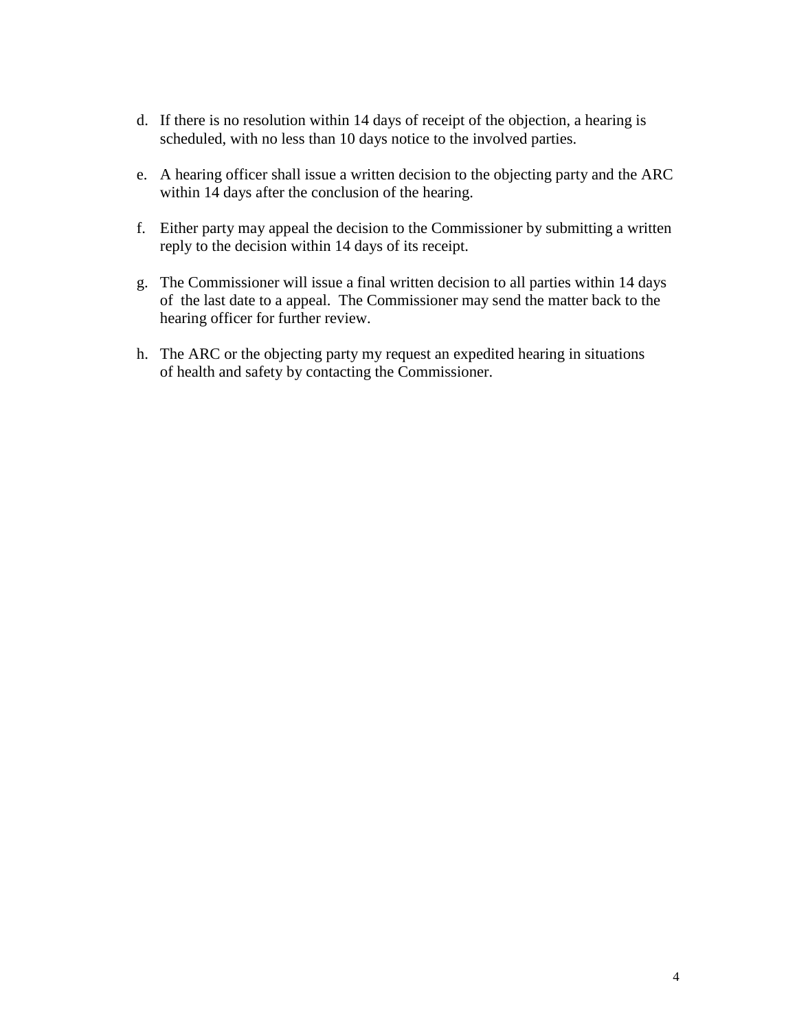d. If there is no resolution within 14 days of receipt of the objection, a hearing is scheduled, with no less than 10 days notice to the involved parties.

e. A hearing officer shall issue a written decision to the objecting party and the ARC within 14 days after the conclusion of the hearing.

f. Either party may appeal the decision to the Commissioner by submitting a written reply to the decision within 14 days of its receipt.

g. The Commissioner will issue a final written decision to all parties within 14 days of the last date to a appeal. The Commissioner may send the matter back to the hearing officer for further review.

h. The ARC or the objecting party my request an expedited hearing in situations of health and safety by contacting the Commissioner.